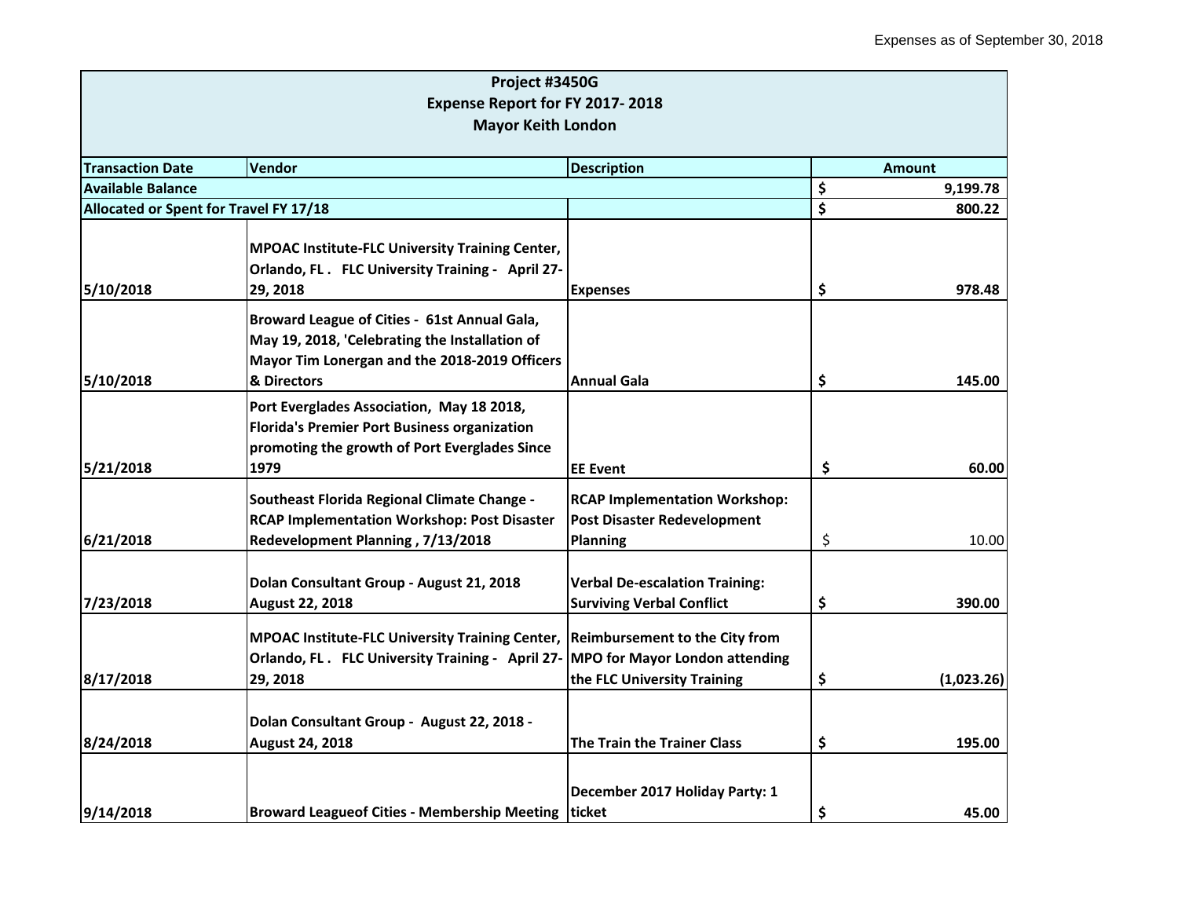Expenses as of September 30, 2018

| Project #3450G<br>Expense Report for FY 2017- 2018<br>Mayor Keith London | | | |
|---|---|---|---|
| **Transaction Date** | **Vendor** | **Description** | **Amount** |
| **Available Balance** | | | **$ 9,199.78** |
| **Allocated or Spent for Travel FY 17/18** | | | **$ 800.22** |
| 5/10/2018 | MPOAC Institute-FLC University Training Center, Orlando, FL . FLC University Training - April 27-29, 2018 | Expenses | $ 978.48 |
| 5/10/2018 | Broward League of Cities - 61st Annual Gala, May 19, 2018, 'Celebrating the Installation of Mayor Tim Lonergan and the 2018-2019 Officers & Directors | Annual Gala | $ 145.00 |
| 5/21/2018 | Port Everglades Association, May 18 2018, Florida's Premier Port Business organization promoting the growth of Port Everglades Since 1979 | EE Event | $ 60.00 |
| 6/21/2018 | Southeast Florida Regional Climate Change - RCAP Implementation Workshop: Post Disaster Redevelopment Planning , 7/13/2018 | RCAP Implementation Workshop: Post Disaster Redevelopment Planning | $ 10.00 |
| 7/23/2018 | Dolan Consultant Group - August 21, 2018 August 22, 2018 | Verbal De-escalation Training: Surviving Verbal Conflict | $ 390.00 |
| 8/17/2018 | MPOAC Institute-FLC University Training Center, Orlando, FL . FLC University Training - April 27-29, 2018 | Reimbursement to the City from MPO for Mayor London attending the FLC University Training | $ (1,023.26) |
| 8/24/2018 | Dolan Consultant Group - August 22, 2018 - August 24, 2018 | The Train the Trainer Class | $ 195.00 |
| 9/14/2018 | Broward Leagueof Cities - Membership Meeting | December 2017 Holiday Party: 1 ticket | $ 45.00 |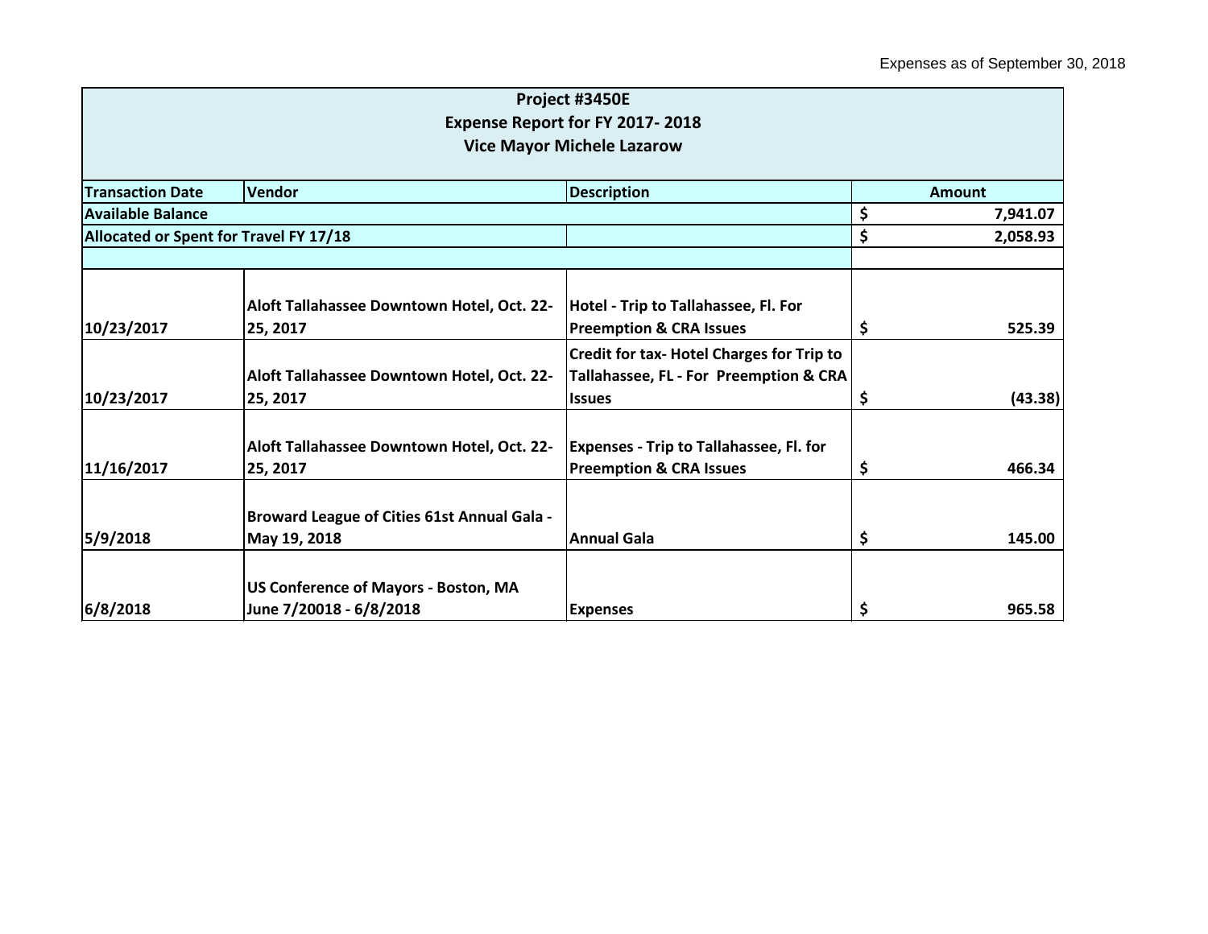Expenses as of September 30, 2018

| Project #3450E<br>Expense Report for FY 2017- 2018<br>Vice Mayor Michele Lazarow | | | |
|---|---|---|---|
| **Transaction Date** | **Vendor** | **Description** | **Amount** |
| **Available Balance** | | | $ 7,941.07 |
| **Allocated or Spent for Travel FY 17/18** | | | $ 2,058.93 |
| | | | |
| 10/23/2017 | Aloft Tallahassee Downtown Hotel, Oct. 22-25, 2017 | Hotel - Trip to Tallahassee, Fl. For Preemption & CRA Issues | $ 525.39 |
| 10/23/2017 | Aloft Tallahassee Downtown Hotel, Oct. 22-25, 2017 | Credit for tax- Hotel Charges for Trip to Tallahassee, FL - For Preemption & CRA Issues | $ (43.38) |
| 11/16/2017 | Aloft Tallahassee Downtown Hotel, Oct. 22-25, 2017 | Expenses - Trip to Tallahassee, Fl. for Preemption & CRA Issues | $ 466.34 |
| 5/9/2018 | Broward League of Cities 61st Annual Gala - May 19, 2018 | Annual Gala | $ 145.00 |
| 6/8/2018 | US Conference of Mayors - Boston, MA June 7/20018 - 6/8/2018 | Expenses | $ 965.58 |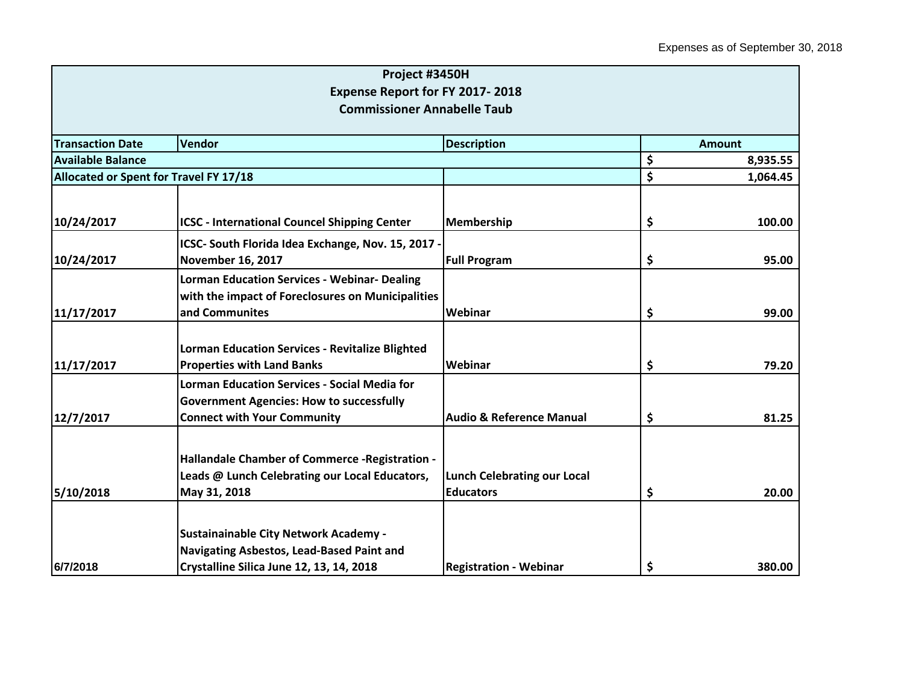Expenses as of September 30, 2018

| Project #3450H<br>Expense Report for FY 2017- 2018<br>Commissioner Annabelle Taub | | | |
|---|---|---|---|
| **Transaction Date** | **Vendor** | **Description** | **Amount** |
| **Available Balance** | | | **$ 8,935.55** |
| **Allocated or Spent for Travel FY 17/18** | | | **$ 1,064.45** |
| **10/24/2017** | **ICSC - International Councel Shipping Center** | **Membership** | **$ 100.00** |
| **10/24/2017** | **ICSC- South Florida Idea Exchange, Nov. 15, 2017 - November 16, 2017** | **Full Program** | **$ 95.00** |
| **11/17/2017** | **Lorman Education Services - Webinar- Dealing with the impact of Foreclosures on Municipalities and Communites** | **Webinar** | **$ 99.00** |
| **11/17/2017** | **Lorman Education Services - Revitalize Blighted Properties with Land Banks** | **Webinar** | **$ 79.20** |
| **12/7/2017** | **Lorman Education Services - Social Media for Government Agencies: How to successfully Connect with Your Community** | **Audio & Reference Manual** | **$ 81.25** |
| **5/10/2018** | **Hallandale Chamber of Commerce -Registration - Leads @ Lunch Celebrating our Local Educators, May 31, 2018** | **Lunch Celebrating our Local Educators** | **$ 20.00** |
| **6/7/2018** | **Sustainainable City Network Academy - Navigating Asbestos, Lead-Based Paint and Crystalline Silica June 12, 13, 14, 2018** | **Registration - Webinar** | **$ 380.00** |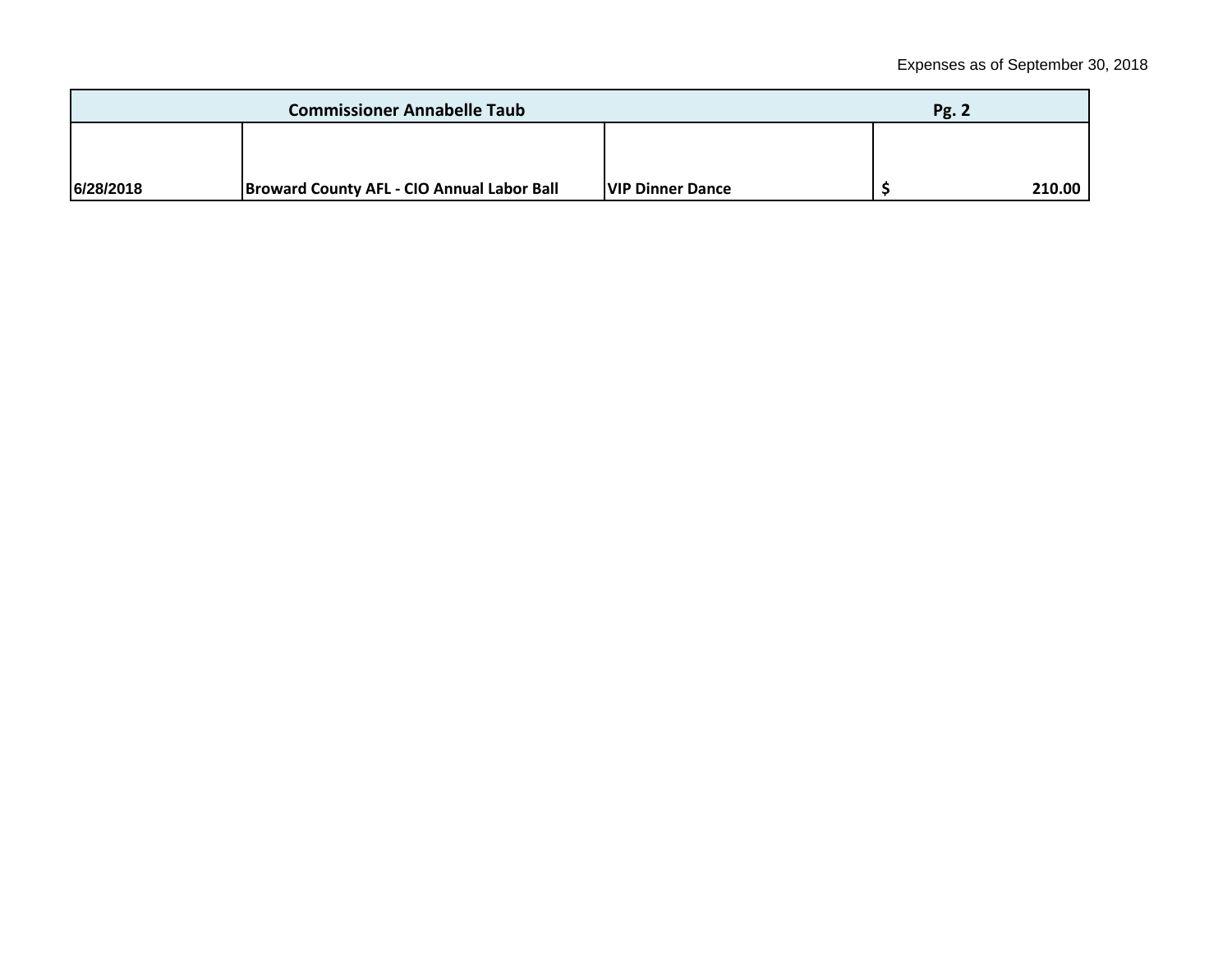Expenses as of September 30, 2018

| Commissioner Annabelle Taub | | | Pg. 2 |
|---|---|---|---|
| | | | |
| 6/28/2018 | Broward County AFL - CIO Annual Labor Ball | VIP Dinner Dance | $ 210.00 |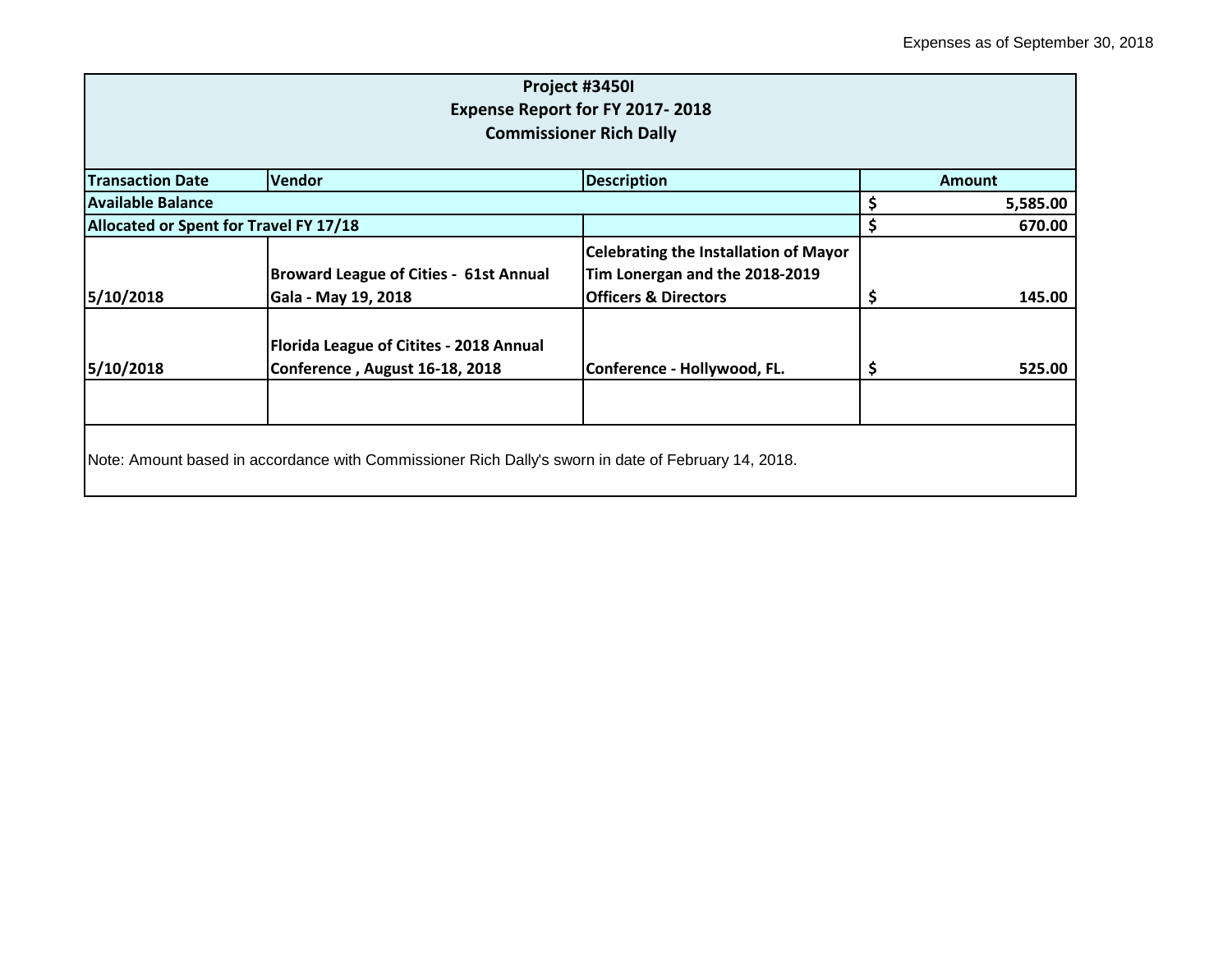Expenses as of September 30, 2018

| Project #3450I<br>Expense Report for FY 2017- 2018<br>Commissioner Rich Dally | | | |
|---|---|---|---|
| **Transaction Date** | **Vendor** | **Description** | **Amount** |
| **Available Balance** | | | **$ 5,585.00** |
| **Allocated or Spent for Travel FY 17/18** | | | **$ 670.00** |
| **5/10/2018** | **Broward League of Cities - 61st Annual Gala - May 19, 2018** | **Celebrating the Installation of Mayor Tim Lonergan and the 2018-2019 Officers & Directors** | **$ 145.00** |
| **5/10/2018** | **Florida League of Citites - 2018 Annual Conference , August 16-18, 2018** | **Conference - Hollywood, FL.** | **$ 525.00** |
| | | | |

Note: Amount based in accordance with Commissioner Rich Dally's sworn in date of February 14, 2018.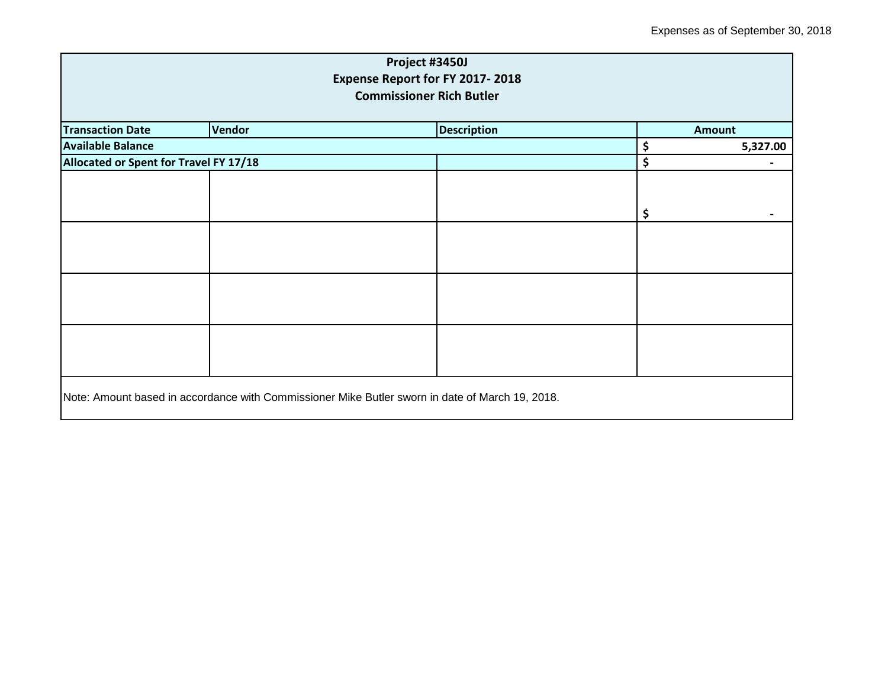Expenses as of September 30, 2018

| Project #3450J<br>Expense Report for FY 2017- 2018<br>Commissioner Rich Butler | | | |
|---|---|---|---|
| **Transaction Date** | **Vendor** | **Description** | **Amount** |
| **Available Balance** | | | **$ 5,327.00** |
| **Allocated or Spent for Travel FY 17/18** | | | **$ -** |
| | | | $ - |
| | | | |
| | | | |
| | | | |

Note: Amount based in accordance with Commissioner Mike Butler sworn in date of March 19, 2018.